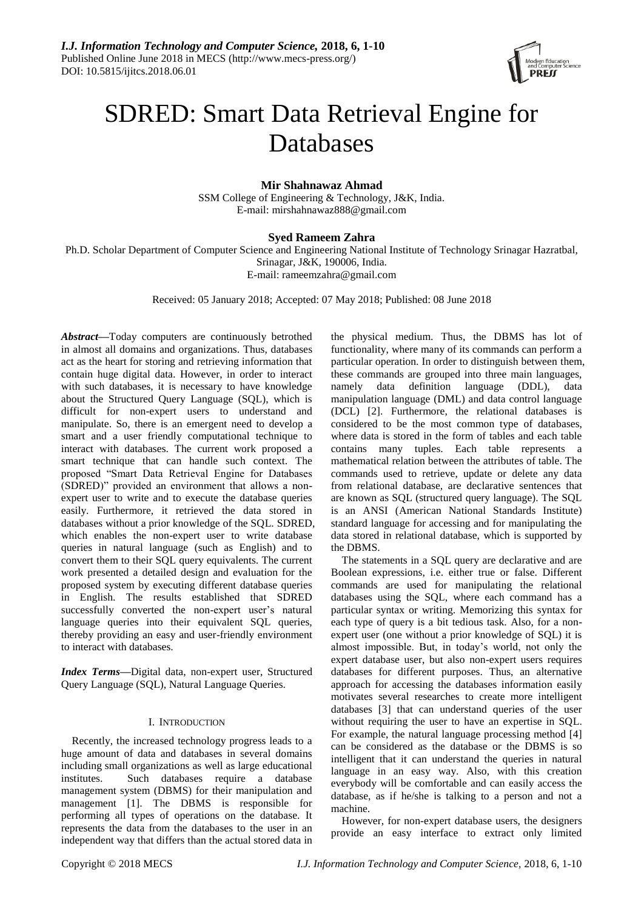# SDRED: Smart Data Retrieval Engine for Databases

**Mir Shahnawaz Ahmad**
SSM College of Engineering & Technology, J&K, India.
E-mail: mirshahnawaz888@gmail.com

**Syed Rameem Zahra**
Ph.D. Scholar Department of Computer Science and Engineering National Institute of Technology Srinagar Hazratbal, Srinagar, J&K, 190006, India.
E-mail: rameemzahra@gmail.com

Received: 05 January 2018; Accepted: 07 May 2018; Published: 08 June 2018

***Abstract*—**Today computers are continuously betrothed in almost all domains and organizations. Thus, databases act as the heart for storing and retrieving information that contain huge digital data. However, in order to interact with such databases, it is necessary to have knowledge about the Structured Query Language (SQL), which is difficult for non-expert users to understand and manipulate. So, there is an emergent need to develop a smart and a user friendly computational technique to interact with databases. The current work proposed a smart technique that can handle such context. The proposed "Smart Data Retrieval Engine for Databases (SDRED)" provided an environment that allows a non-expert user to write and to execute the database queries easily. Furthermore, it retrieved the data stored in databases without a prior knowledge of the SQL. SDRED, which enables the non-expert user to write database queries in natural language (such as English) and to convert them to their SQL query equivalents. The current work presented a detailed design and evaluation for the proposed system by executing different database queries in English. The results established that SDRED successfully converted the non-expert user's natural language queries into their equivalent SQL queries, thereby providing an easy and user-friendly environment to interact with databases.

***Index Terms*—**Digital data, non-expert user, Structured Query Language (SQL), Natural Language Queries.

## I. INTRODUCTION

Recently, the increased technology progress leads to a huge amount of data and databases in several domains including small organizations as well as large educational institutes. Such databases require a database management system (DBMS) for their manipulation and management [1]. The DBMS is responsible for performing all types of operations on the database. It represents the data from the databases to the user in an independent way that differs than the actual stored data in the physical medium. Thus, the DBMS has lot of functionality, where many of its commands can perform a particular operation. In order to distinguish between them, these commands are grouped into three main languages, namely data definition language (DDL), data manipulation language (DML) and data control language (DCL) [2]. Furthermore, the relational databases is considered to be the most common type of databases, where data is stored in the form of tables and each table contains many tuples. Each table represents a mathematical relation between the attributes of table. The commands used to retrieve, update or delete any data from relational database, are declarative sentences that are known as SQL (structured query language). The SQL is an ANSI (American National Standards Institute) standard language for accessing and for manipulating the data stored in relational database, which is supported by the DBMS.

The statements in a SQL query are declarative and are Boolean expressions, i.e. either true or false. Different commands are used for manipulating the relational databases using the SQL, where each command has a particular syntax or writing. Memorizing this syntax for each type of query is a bit tedious task. Also, for a non-expert user (one without a prior knowledge of SQL) it is almost impossible. But, in today's world, not only the expert database user, but also non-expert users requires databases for different purposes. Thus, an alternative approach for accessing the databases information easily motivates several researches to create more intelligent databases [3] that can understand queries of the user without requiring the user to have an expertise in SQL. For example, the natural language processing method [4] can be considered as the database or the DBMS is so intelligent that it can understand the queries in natural language in an easy way. Also, with this creation everybody will be comfortable and can easily access the database, as if he/she is talking to a person and not a machine.

However, for non-expert database users, the designers provide an easy interface to extract only limited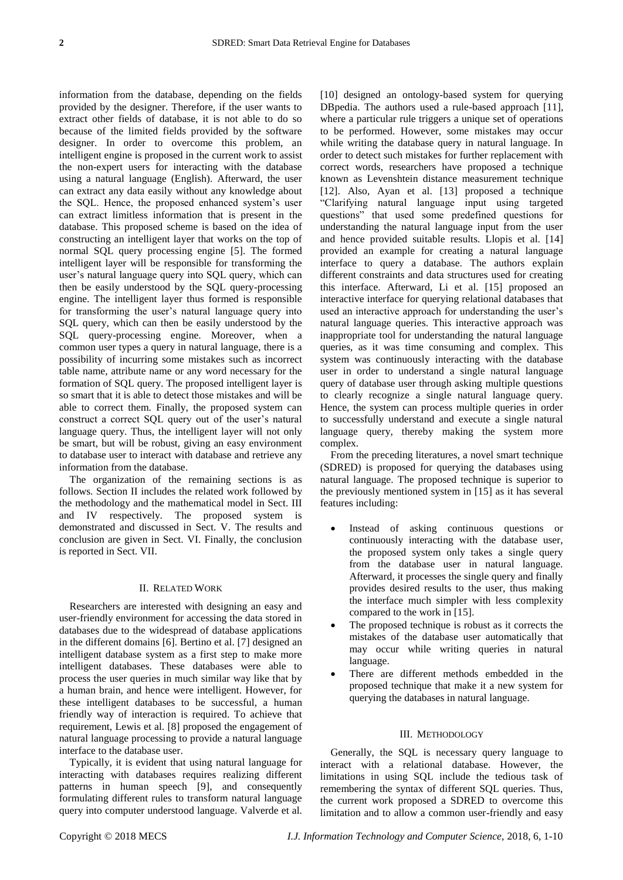information from the database, depending on the fields provided by the designer. Therefore, if the user wants to extract other fields of database, it is not able to do so because of the limited fields provided by the software designer. In order to overcome this problem, an intelligent engine is proposed in the current work to assist the non-expert users for interacting with the database using a natural language (English). Afterward, the user can extract any data easily without any knowledge about the SQL. Hence, the proposed enhanced system's user can extract limitless information that is present in the database. This proposed scheme is based on the idea of constructing an intelligent layer that works on the top of normal SQL query processing engine [5]. The formed intelligent layer will be responsible for transforming the user's natural language query into SQL query, which can then be easily understood by the SQL query-processing engine. The intelligent layer thus formed is responsible for transforming the user's natural language query into SQL query, which can then be easily understood by the SQL query-processing engine. Moreover, when a common user types a query in natural language, there is a possibility of incurring some mistakes such as incorrect table name, attribute name or any word necessary for the formation of SQL query. The proposed intelligent layer is so smart that it is able to detect those mistakes and will be able to correct them. Finally, the proposed system can construct a correct SQL query out of the user's natural language query. Thus, the intelligent layer will not only be smart, but will be robust, giving an easy environment to database user to interact with database and retrieve any information from the database.

The organization of the remaining sections is as follows. Section II includes the related work followed by the methodology and the mathematical model in Sect. III and IV respectively. The proposed system is demonstrated and discussed in Sect. V. The results and conclusion are given in Sect. VI. Finally, the conclusion is reported in Sect. VII.

## II. Related Work

Researchers are interested with designing an easy and user-friendly environment for accessing the data stored in databases due to the widespread of database applications in the different domains [6]. Bertino et al. [7] designed an intelligent database system as a first step to make more intelligent databases. These databases were able to process the user queries in much similar way like that by a human brain, and hence were intelligent. However, for these intelligent databases to be successful, a human friendly way of interaction is required. To achieve that requirement, Lewis et al. [8] proposed the engagement of natural language processing to provide a natural language interface to the database user.

Typically, it is evident that using natural language for interacting with databases requires realizing different patterns in human speech [9], and consequently formulating different rules to transform natural language query into computer understood language. Valverde et al. [10] designed an ontology-based system for querying DBpedia. The authors used a rule-based approach [11], where a particular rule triggers a unique set of operations to be performed. However, some mistakes may occur while writing the database query in natural language. In order to detect such mistakes for further replacement with correct words, researchers have proposed a technique known as Levenshtein distance measurement technique [12]. Also, Ayan et al. [13] proposed a technique "Clarifying natural language input using targeted questions" that used some predefined questions for understanding the natural language input from the user and hence provided suitable results. Llopis et al. [14] provided an example for creating a natural language interface to query a database. The authors explain different constraints and data structures used for creating this interface. Afterward, Li et al. [15] proposed an interactive interface for querying relational databases that used an interactive approach for understanding the user's natural language queries. This interactive approach was inappropriate tool for understanding the natural language queries, as it was time consuming and complex. This system was continuously interacting with the database user in order to understand a single natural language query of database user through asking multiple questions to clearly recognize a single natural language query. Hence, the system can process multiple queries in order to successfully understand and execute a single natural language query, thereby making the system more complex.

From the preceding literatures, a novel smart technique (SDRED) is proposed for querying the databases using natural language. The proposed technique is superior to the previously mentioned system in [15] as it has several features including:

- Instead of asking continuous questions or continuously interacting with the database user, the proposed system only takes a single query from the database user in natural language. Afterward, it processes the single query and finally provides desired results to the user, thus making the interface much simpler with less complexity compared to the work in [15].
- The proposed technique is robust as it corrects the mistakes of the database user automatically that may occur while writing queries in natural language.
- There are different methods embedded in the proposed technique that make it a new system for querying the databases in natural language.

## III. Methodology

Generally, the SQL is necessary query language to interact with a relational database. However, the limitations in using SQL include the tedious task of remembering the syntax of different SQL queries. Thus, the current work proposed a SDRED to overcome this limitation and to allow a common user-friendly and easy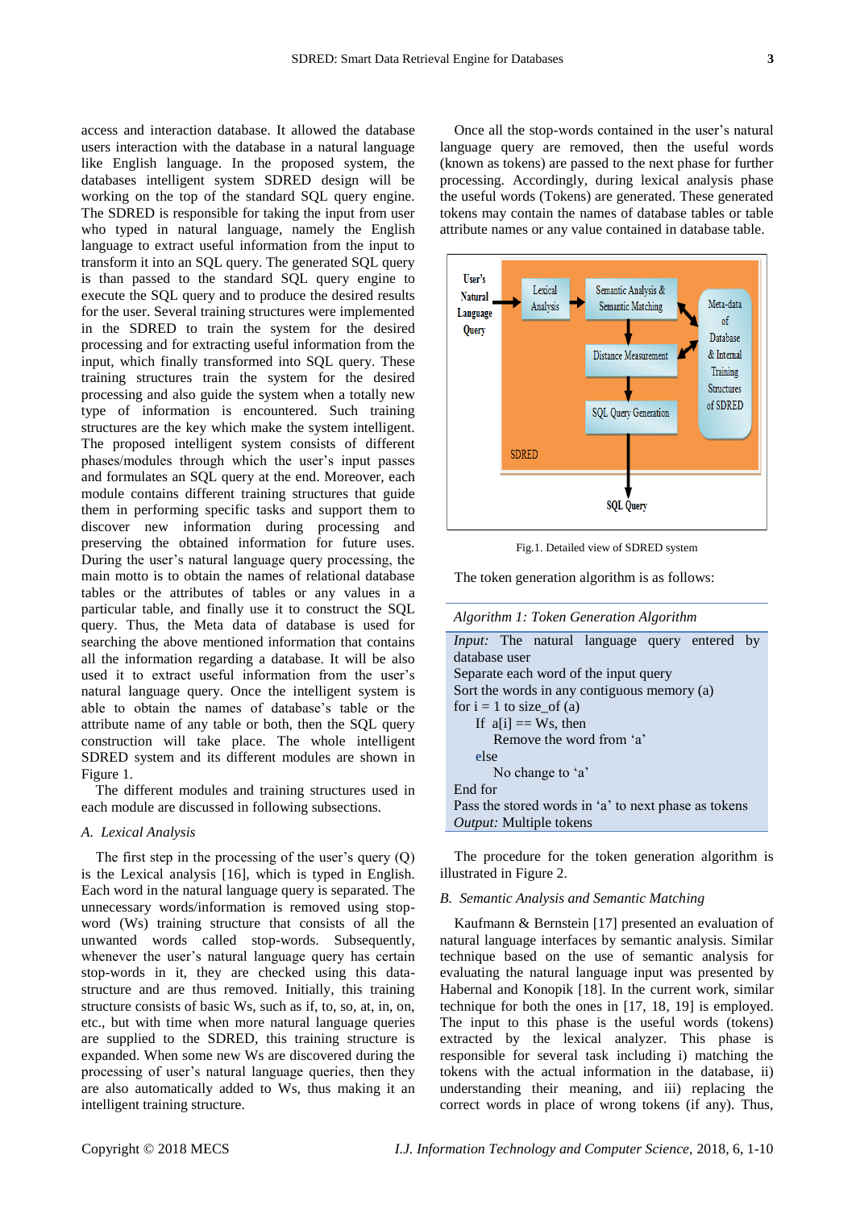access and interaction database. It allowed the database users interaction with the database in a natural language like English language. In the proposed system, the databases intelligent system SDRED design will be working on the top of the standard SQL query engine. The SDRED is responsible for taking the input from user who typed in natural language, namely the English language to extract useful information from the input to transform it into an SQL query. The generated SQL query is than passed to the standard SQL query engine to execute the SQL query and to produce the desired results for the user. Several training structures were implemented in the SDRED to train the system for the desired processing and for extracting useful information from the input, which finally transformed into SQL query. These training structures train the system for the desired processing and also guide the system when a totally new type of information is encountered. Such training structures are the key which make the system intelligent. The proposed intelligent system consists of different phases/modules through which the user's input passes and formulates an SQL query at the end. Moreover, each module contains different training structures that guide them in performing specific tasks and support them to discover new information during processing and preserving the obtained information for future uses. During the user's natural language query processing, the main motto is to obtain the names of relational database tables or the attributes of tables or any values in a particular table, and finally use it to construct the SQL query. Thus, the Meta data of database is used for searching the above mentioned information that contains all the information regarding a database. It will be also used it to extract useful information from the user's natural language query. Once the intelligent system is able to obtain the names of database's table or the attribute name of any table or both, then the SQL query construction will take place. The whole intelligent SDRED system and its different modules are shown in Figure 1.

The different modules and training structures used in each module are discussed in following subsections.

## A. Lexical Analysis

The first step in the processing of the user's query (Q) is the Lexical analysis [16], which is typed in English. Each word in the natural language query is separated. The unnecessary words/information is removed using stop-word (Ws) training structure that consists of all the unwanted words called stop-words. Subsequently, whenever the user's natural language query has certain stop-words in it, they are checked using this data-structure and are thus removed. Initially, this training structure consists of basic Ws, such as if, to, so, at, in, on, etc., but with time when more natural language queries are supplied to the SDRED, this training structure is expanded. When some new Ws are discovered during the processing of user's natural language queries, then they are also automatically added to Ws, thus making it an intelligent training structure.

Once all the stop-words contained in the user's natural language query are removed, then the useful words (known as tokens) are passed to the next phase for further processing. Accordingly, during lexical analysis phase the useful words (Tokens) are generated. These generated tokens may contain the names of database tables or table attribute names or any value contained in database table.

User's Natural Language Query → Lexical Analysis → Semantic Analysis & Semantic Matching → Distance Measurement → SQL Query Generation → SQL Query

Meta-data of Database & Internal Training Structures of SDRED

SDRED

Fig.1. Detailed view of SDRED system

The token generation algorithm is as follows:

*Algorithm 1: Token Generation Algorithm*

```
Input: The natural language query entered by database user
Separate each word of the input query
Sort the words in any contiguous memory (a)
for i = 1 to size_of (a)
    If a[i] == Ws, then
        Remove the word from 'a'
    else
        No change to 'a'
End for
Pass the stored words in 'a' to next phase as tokens
Output: Multiple tokens
```

The procedure for the token generation algorithm is illustrated in Figure 2.

## B. Semantic Analysis and Semantic Matching

Kaufmann & Bernstein [17] presented an evaluation of natural language interfaces by semantic analysis. Similar technique based on the use of semantic analysis for evaluating the natural language input was presented by Habernal and Konopik [18]. In the current work, similar technique for both the ones in [17, 18, 19] is employed. The input to this phase is the useful words (tokens) extracted by the lexical analyzer. This phase is responsible for several task including i) matching the tokens with the actual information in the database, ii) understanding their meaning, and iii) replacing the correct words in place of wrong tokens (if any). Thus,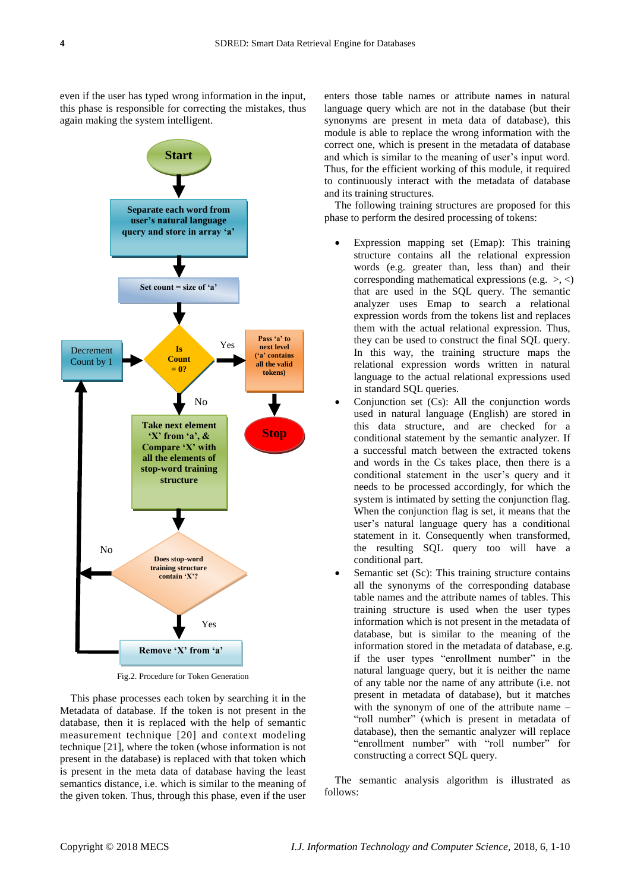even if the user has typed wrong information in the input, this phase is responsible for correcting the mistakes, thus again making the system intelligent.

Fig.2. Procedure for Token Generation

This phase processes each token by searching it in the Metadata of database. If the token is not present in the database, then it is replaced with the help of semantic measurement technique [20] and context modeling technique [21], where the token (whose information is not present in the database) is replaced with that token which is present in the meta data of database having the least semantics distance, i.e. which is similar to the meaning of the given token. Thus, through this phase, even if the user enters those table names or attribute names in natural language query which are not in the database (but their synonyms are present in meta data of database), this module is able to replace the wrong information with the correct one, which is present in the metadata of database and which is similar to the meaning of user's input word. Thus, for the efficient working of this module, it required to continuously interact with the metadata of database and its training structures.

The following training structures are proposed for this phase to perform the desired processing of tokens:

- Expression mapping set (Emap): This training structure contains all the relational expression words (e.g. greater than, less than) and their corresponding mathematical expressions (e.g. >, <) that are used in the SQL query. The semantic analyzer uses Emap to search a relational expression words from the tokens list and replaces them with the actual relational expression. Thus, they can be used to construct the final SQL query. In this way, the training structure maps the relational expression words written in natural language to the actual relational expressions used in standard SQL queries.
- Conjunction set (Cs): All the conjunction words used in natural language (English) are stored in this data structure, and are checked for a conditional statement by the semantic analyzer. If a successful match between the extracted tokens and words in the Cs takes place, then there is a conditional statement in the user's query and it needs to be processed accordingly, for which the system is intimated by setting the conjunction flag. When the conjunction flag is set, it means that the user's natural language query has a conditional statement in it. Consequently when transformed, the resulting SQL query too will have a conditional part.
- Semantic set (Sc): This training structure contains all the synonyms of the corresponding database table names and the attribute names of tables. This training structure is used when the user types information which is not present in the metadata of database, but is similar to the meaning of the information stored in the metadata of database, e.g. if the user types "enrollment number" in the natural language query, but it is neither the name of any table nor the name of any attribute (i.e. not present in metadata of database), but it matches with the synonym of one of the attribute name – "roll number" (which is present in metadata of database), then the semantic analyzer will replace "enrollment number" with "roll number" for constructing a correct SQL query.

The semantic analysis algorithm is illustrated as follows: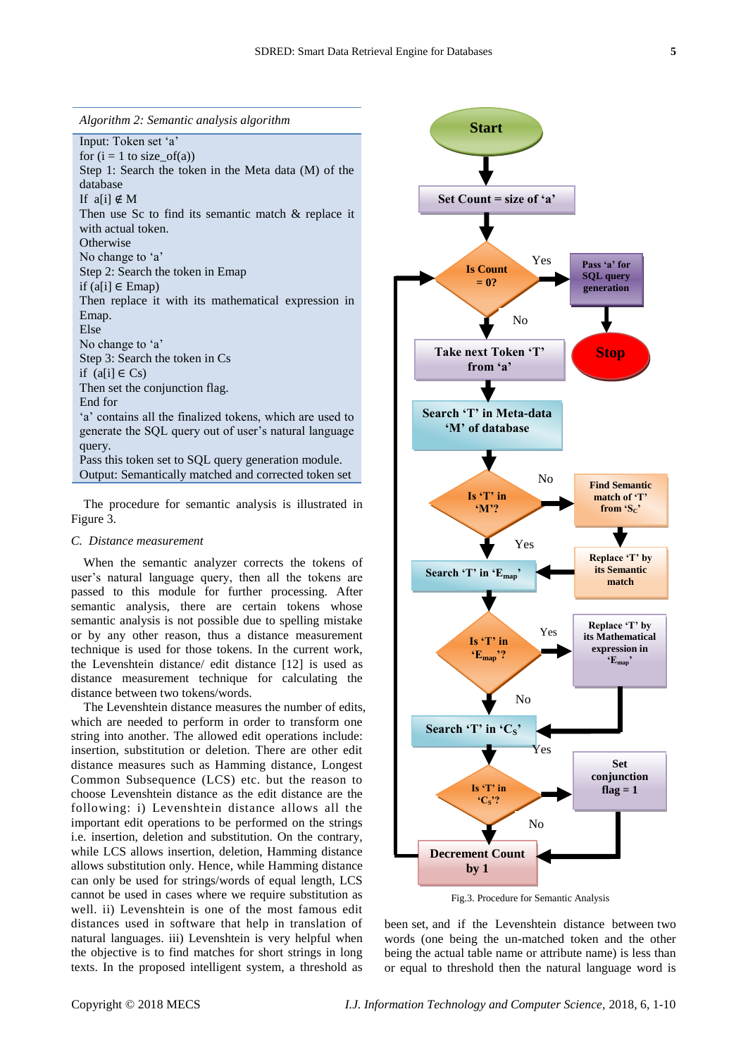*Algorithm 2: Semantic analysis algorithm*

Input: Token set 'a'
for (i = 1 to size_of(a))
Step 1: Search the token in the Meta data (M) of the database
If a[i] ∉ M
Then use Sc to find its semantic match & replace it with actual token.
Otherwise
No change to 'a'
Step 2: Search the token in Emap
if (a[i] ∈ Emap)
Then replace it with its mathematical expression in Emap.
Else
No change to 'a'
Step 3: Search the token in Cs
if (a[i] ∈ Cs)
Then set the conjunction flag.
End for
'a' contains all the finalized tokens, which are used to generate the SQL query out of user's natural language query.
Pass this token set to SQL query generation module.
Output: Semantically matched and corrected token set

The procedure for semantic analysis is illustrated in Figure 3.

Fig.3. Procedure for Semantic Analysis

### C. *Distance measurement*

When the semantic analyzer corrects the tokens of user's natural language query, then all the tokens are passed to this module for further processing. After semantic analysis, there are certain tokens whose semantic analysis is not possible due to spelling mistake or by any other reason, thus a distance measurement technique is used for those tokens. In the current work, the Levenshtein distance/ edit distance [12] is used as distance measurement technique for calculating the distance between two tokens/words.

The Levenshtein distance measures the number of edits, which are needed to perform in order to transform one string into another. The allowed edit operations include: insertion, substitution or deletion. There are other edit distance measures such as Hamming distance, Longest Common Subsequence (LCS) etc. but the reason to choose Levenshtein distance as the edit distance are the following: i) Levenshtein distance allows all the important edit operations to be performed on the strings i.e. insertion, deletion and substitution. On the contrary, while LCS allows insertion, deletion, Hamming distance allows substitution only. Hence, while Hamming distance can only be used for strings/words of equal length, LCS cannot be used in cases where we require substitution as well. ii) Levenshtein is one of the most famous edit distances used in software that help in translation of natural languages. iii) Levenshtein is very helpful when the objective is to find matches for short strings in long texts. In the proposed intelligent system, a threshold as been set, and if the Levenshtein distance between two words (one being the un-matched token and the other being the actual table name or attribute name) is less than or equal to threshold then the natural language word is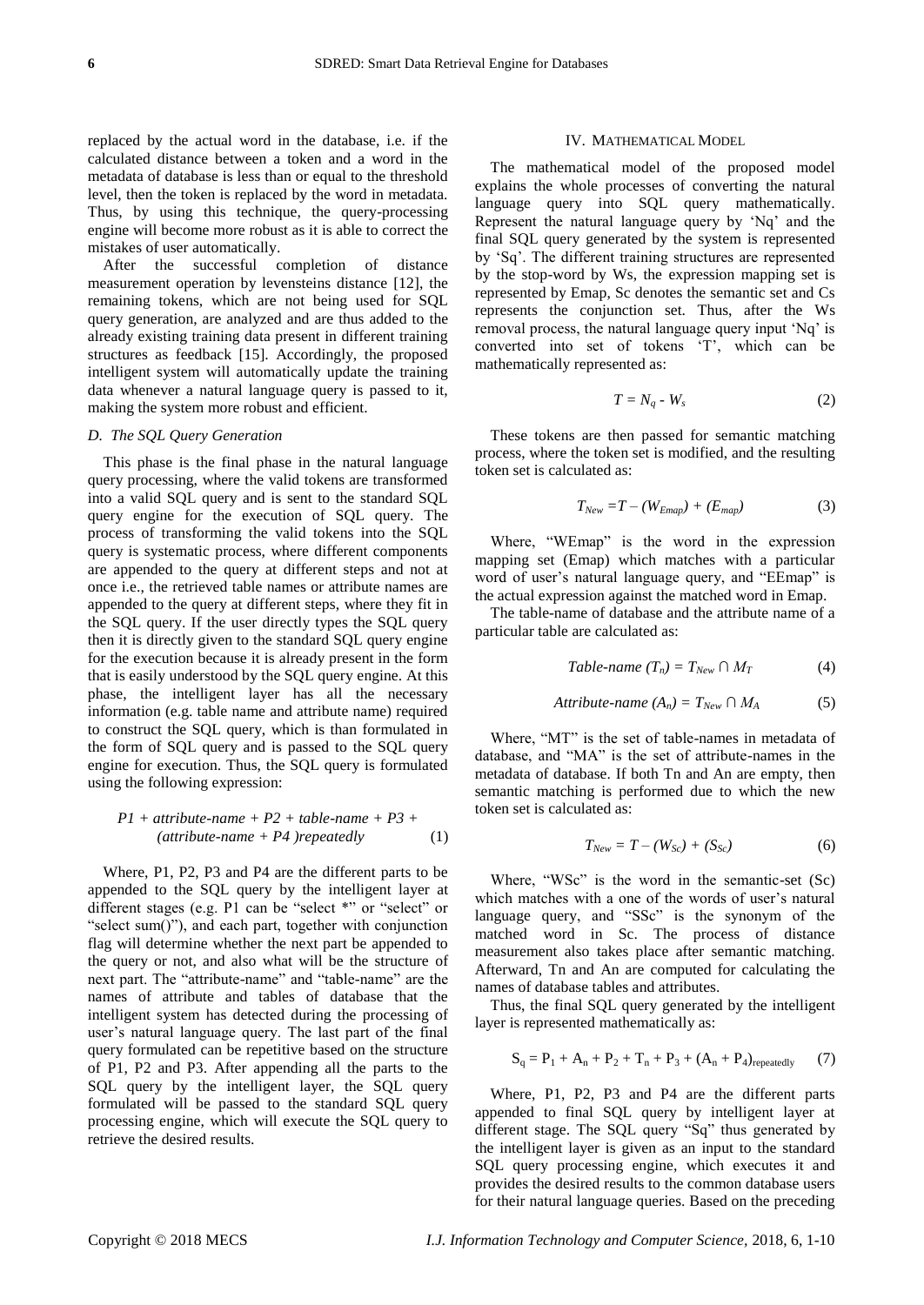replaced by the actual word in the database, i.e. if the calculated distance between a token and a word in the metadata of database is less than or equal to the threshold level, then the token is replaced by the word in metadata. Thus, by using this technique, the query-processing engine will become more robust as it is able to correct the mistakes of user automatically.

After the successful completion of distance measurement operation by levensteins distance [12], the remaining tokens, which are not being used for SQL query generation, are analyzed and are thus added to the already existing training data present in different training structures as feedback [15]. Accordingly, the proposed intelligent system will automatically update the training data whenever a natural language query is passed to it, making the system more robust and efficient.

### *D. The SQL Query Generation*

This phase is the final phase in the natural language query processing, where the valid tokens are transformed into a valid SQL query and is sent to the standard SQL query engine for the execution of SQL query. The process of transforming the valid tokens into the SQL query is systematic process, where different components are appended to the query at different steps and not at once i.e., the retrieved table names or attribute names are appended to the query at different steps, where they fit in the SQL query. If the user directly types the SQL query then it is directly given to the standard SQL query engine for the execution because it is already present in the form that is easily understood by the SQL query engine. At this phase, the intelligent layer has all the necessary information (e.g. table name and attribute name) required to construct the SQL query, which is than formulated in the form of SQL query and is passed to the SQL query engine for execution. Thus, the SQL query is formulated using the following expression:

$$P1 + \textit{attribute-name} + P2 + \textit{table-name} + P3 + (\textit{attribute-name} + P4)\textit{repeatedly} \tag{1}$$

Where, P1, P2, P3 and P4 are the different parts to be appended to the SQL query by the intelligent layer at different stages (e.g. P1 can be "select *" or "select" or "select sum()"), and each part, together with conjunction flag will determine whether the next part be appended to the query or not, and also what will be the structure of next part. The "attribute-name" and "table-name" are the names of attribute and tables of database that the intelligent system has detected during the processing of user's natural language query. The last part of the final query formulated can be repetitive based on the structure of P1, P2 and P3. After appending all the parts to the SQL query by the intelligent layer, the SQL query formulated will be passed to the standard SQL query processing engine, which will execute the SQL query to retrieve the desired results.

## IV. Mathematical Model

The mathematical model of the proposed model explains the whole processes of converting the natural language query into SQL query mathematically. Represent the natural language query by 'Nq' and the final SQL query generated by the system is represented by 'Sq'. The different training structures are represented by the stop-word by Ws, the expression mapping set is represented by Emap, Sc denotes the semantic set and Cs represents the conjunction set. Thus, after the Ws removal process, the natural language query input 'Nq' is converted into set of tokens 'T', which can be mathematically represented as:

$$T = N_q - W_s \tag{2}$$

These tokens are then passed for semantic matching process, where the token set is modified, and the resulting token set is calculated as:

$$T_{New} = T - (W_{Emap}) + (E_{map}) \tag{3}$$

Where, "WEmap" is the word in the expression mapping set (Emap) which matches with a particular word of user's natural language query, and "EEmap" is the actual expression against the matched word in Emap.

The table-name of database and the attribute name of a particular table are calculated as:

$$\textit{Table-name } (T_n) = T_{New} \cap M_T \tag{4}$$

$$\textit{Attribute-name } (A_n) = T_{New} \cap M_A \tag{5}$$

Where, "MT" is the set of table-names in metadata of database, and "MA" is the set of attribute-names in the metadata of database. If both Tn and An are empty, then semantic matching is performed due to which the new token set is calculated as:

$$T_{New} = T - (W_{Sc}) + (S_{Sc}) \tag{6}$$

Where, "WSc" is the word in the semantic-set (Sc) which matches with a one of the words of user's natural language query, and "SSc" is the synonym of the matched word in Sc. The process of distance measurement also takes place after semantic matching. Afterward, Tn and An are computed for calculating the names of database tables and attributes.

Thus, the final SQL query generated by the intelligent layer is represented mathematically as:

$$S_q = P_1 + A_n + P_2 + T_n + P_3 + (A_n + P_4)_{\text{repeatedly}} \tag{7}$$

Where, P1, P2, P3 and P4 are the different parts appended to final SQL query by intelligent layer at different stage. The SQL query "Sq" thus generated by the intelligent layer is given as an input to the standard SQL query processing engine, which executes it and provides the desired results to the common database users for their natural language queries. Based on the preceding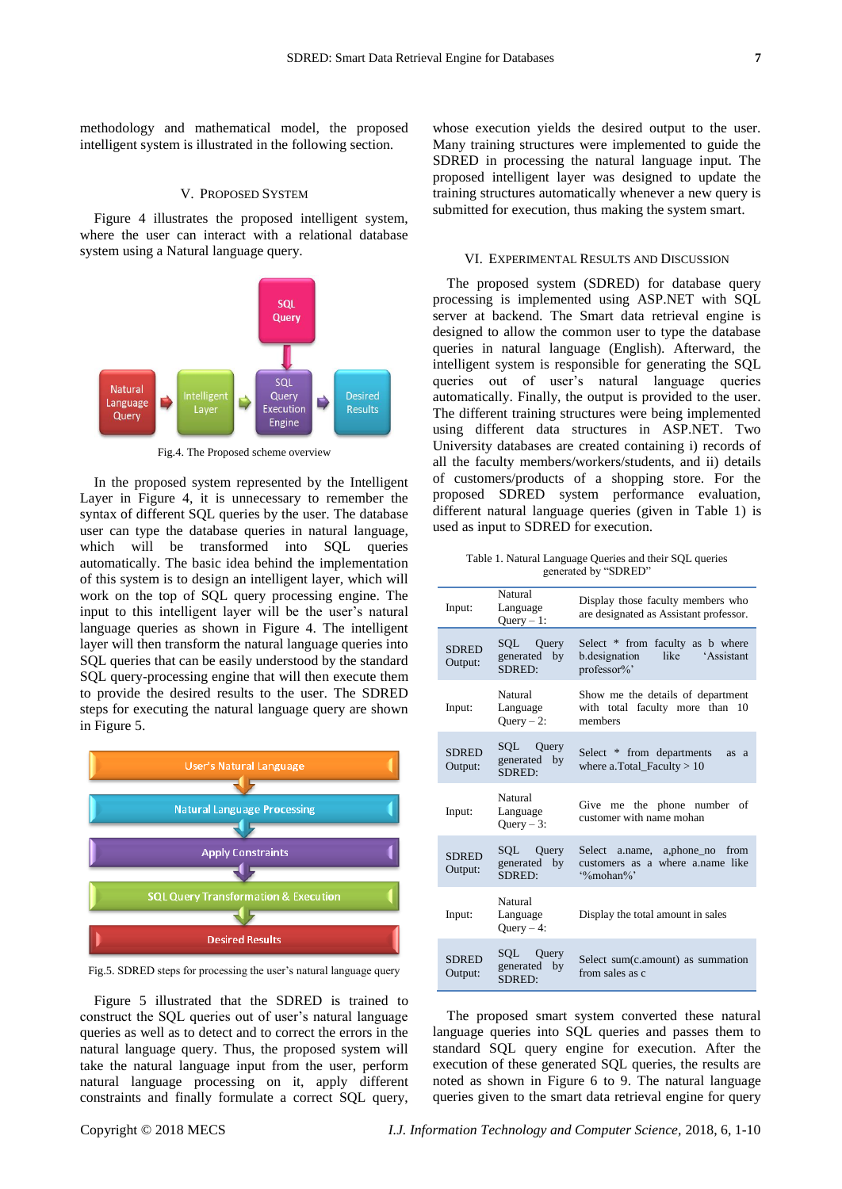methodology and mathematical model, the proposed intelligent system is illustrated in the following section.

## V. Proposed System

Figure 4 illustrates the proposed intelligent system, where the user can interact with a relational database system using a Natural language query.

Fig.4. The Proposed scheme overview

In the proposed system represented by the Intelligent Layer in Figure 4, it is unnecessary to remember the syntax of different SQL queries by the user. The database user can type the database queries in natural language, which will be transformed into SQL queries automatically. The basic idea behind the implementation of this system is to design an intelligent layer, which will work on the top of SQL query processing engine. The input to this intelligent layer will be the user's natural language queries as shown in Figure 4. The intelligent layer will then transform the natural language queries into SQL queries that can be easily understood by the standard SQL query-processing engine that will then execute them to provide the desired results to the user. The SDRED steps for executing the natural language query are shown in Figure 5.

Fig.5. SDRED steps for processing the user's natural language query

Figure 5 illustrated that the SDRED is trained to construct the SQL queries out of user's natural language queries as well as to detect and to correct the errors in the natural language query. Thus, the proposed system will take the natural language input from the user, perform natural language processing on it, apply different constraints and finally formulate a correct SQL query, whose execution yields the desired output to the user. Many training structures were implemented to guide the SDRED in processing the natural language input. The proposed intelligent layer was designed to update the training structures automatically whenever a new query is submitted for execution, thus making the system smart.

## VI. Experimental Results and Discussion

The proposed system (SDRED) for database query processing is implemented using ASP.NET with SQL server at backend. The Smart data retrieval engine is designed to allow the common user to type the database queries in natural language (English). Afterward, the intelligent system is responsible for generating the SQL queries out of user's natural language queries automatically. Finally, the output is provided to the user. The different training structures were being implemented using different data structures in ASP.NET. Two University databases are created containing i) records of all the faculty members/workers/students, and ii) details of customers/products of a shopping store. For the proposed SDRED system performance evaluation, different natural language queries (given in Table 1) is used as input to SDRED for execution.

Table 1. Natural Language Queries and their SQL queries generated by "SDRED"

| | | |
|---|---|---|
| Input: | Natural Language Query – 1: | Display those faculty members who are designated as Assistant professor. |
| SDRED Output: | SQL Query generated by SDRED: | Select * from faculty as b where b.designation like 'Assistant professor%' |
| Input: | Natural Language Query – 2: | Show me the details of department with total faculty more than 10 members |
| SDRED Output: | SQL Query generated by SDRED: | Select * from departments as a where a.Total_Faculty > 10 |
| Input: | Natural Language Query – 3: | Give me the phone number of customer with name mohan |
| SDRED Output: | SQL Query generated by SDRED: | Select a.name, a,phone_no from customers as a where a.name like '%mohan%' |
| Input: | Natural Language Query – 4: | Display the total amount in sales |
| SDRED Output: | SQL Query generated by SDRED: | Select sum(c.amount) as summation from sales as c |

The proposed smart system converted these natural language queries into SQL queries and passes them to standard SQL query engine for execution. After the execution of these generated SQL queries, the results are noted as shown in Figure 6 to 9. The natural language queries given to the smart data retrieval engine for query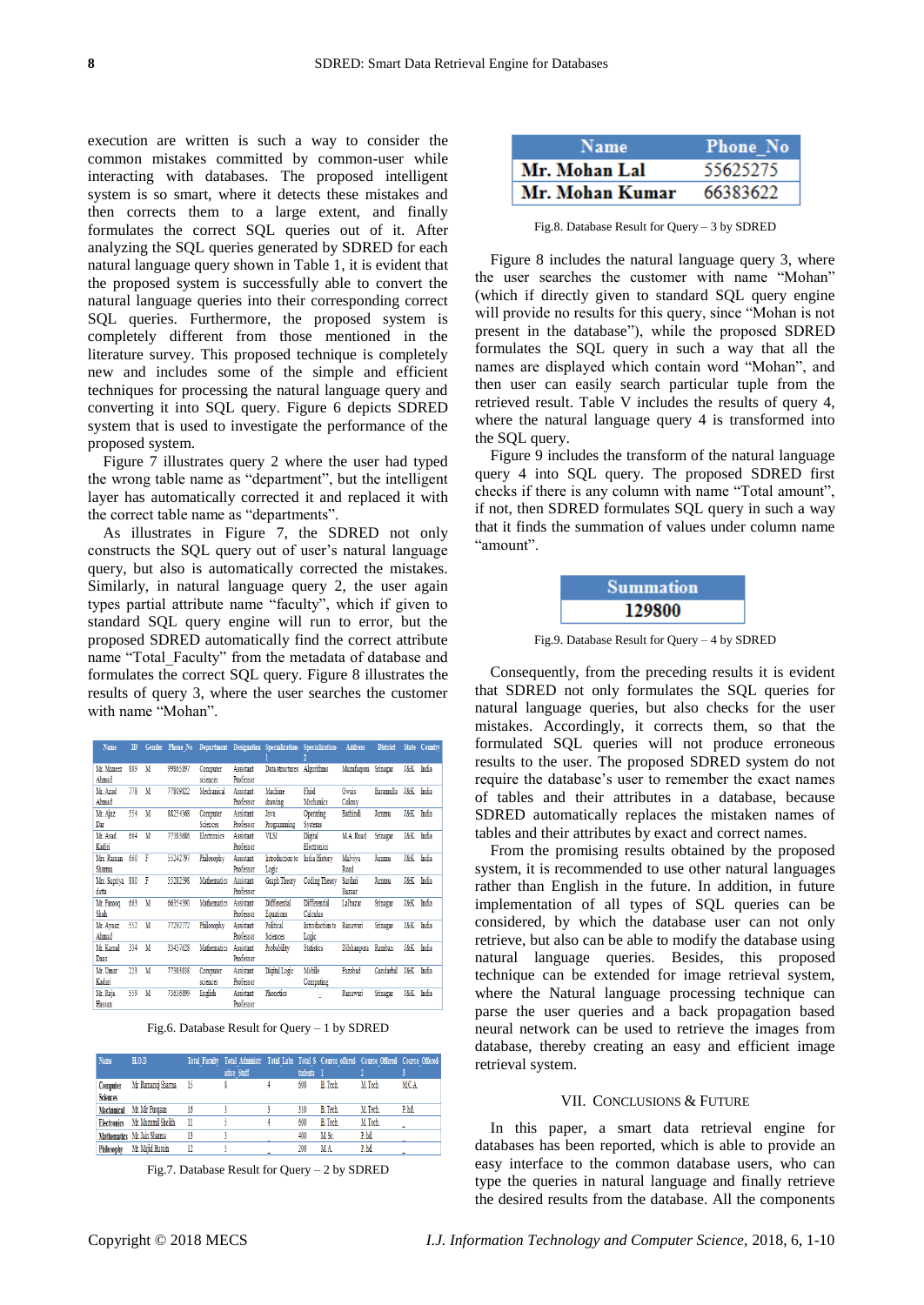execution are written is such a way to consider the common mistakes committed by common-user while interacting with databases. The proposed intelligent system is so smart, where it detects these mistakes and then corrects them to a large extent, and finally formulates the correct SQL queries out of it. After analyzing the SQL queries generated by SDRED for each natural language query shown in Table 1, it is evident that the proposed system is successfully able to convert the natural language queries into their corresponding correct SQL queries. Furthermore, the proposed system is completely different from those mentioned in the literature survey. This proposed technique is completely new and includes some of the simple and efficient techniques for processing the natural language query and converting it into SQL query. Figure 6 depicts SDRED system that is used to investigate the performance of the proposed system.

Figure 7 illustrates query 2 where the user had typed the wrong table name as "department", but the intelligent layer has automatically corrected it and replaced it with the correct table name as "departments".

As illustrates in Figure 7, the SDRED not only constructs the SQL query out of user's natural language query, but also is automatically corrected the mistakes. Similarly, in natural language query 2, the user again types partial attribute name "faculty", which if given to standard SQL query engine will run to error, but the proposed SDRED automatically find the correct attribute name "Total_Faculty" from the metadata of database and formulates the correct SQL query. Figure 8 illustrates the results of query 3, where the user searches the customer with name "Mohan".

| Name | ID | Gender | Phone_No | Department | Designation | Specialization-1 | Specialization-2 | Address | District | State | Country |
|---|---|---|---|---|---|---|---|---|---|---|---|
| Mr. Mateen Ahmad | 819 | M | 99865897 | Computer sciences | Assistant Professor | Data structures | Algorithms | Muzaffarpora | Srinagar | J&K | India |
| Mr. Azad Ahmad | 778 | M | 77809822 | Mechanical | Assistant Professor | Machine drawing | Fluid Mechanics | Owais Colony | Baramulla | J&K | India |
| Mr. Ajaz Dar | 554 | M | 88254568 | Computer Sciences | Assistant Professor | Java Programming | Operating Systems | Bathindi | Jammu | J&K | India |
| Mr. Asad Kadiri | 664 | M | 77383686 | Electronics | Assistant Professor | VLSI | Digital Electronics | M.A Road | Srinagar | J&K | India |
| Mrs. Raman Sharma | 660 | F | 55242797 | Philosophy | Assistant Professor | Introduction to Logic | India History | Malviya Road | Jammu | J&K | India |
| Mrs. Supriya dutta | 810 | F | 55282598 | Mathematics | Assistant Professor | Graph Theory | Coding Theory | Sardari Bazaar | Jammu | J&K | India |
| Mr. Farooq Shah | 683 | M | 66354590 | Mathematics | Assistant Professor | Differential Equations | Differential Calculus | Lalbazar | Srinagar | J&K | India |
| Mr. Ayaaz Ahmad | 552 | M | 77292772 | Philosophy | Assistant Professor | Political Sciences | Introduction to Logic | Rajbagh | Srinagar | J&K | India |
| Mr. Kamal Dass | 334 | M | 33437428 | Mathematics | Assistant Professor | Probability | Statistics | Dilshadpora | Ramban | J&K | India |
| Mr. Umer Kadari | 223 | M | 77383838 | Computer sciences | Assistant Professor | Digital Logic | Mobile Computing | Panzbal | Ganderbal | J&K | India |
| Mr. Raja Hassan | 559 | M | 73636899 | English | Assistant Professor | Phonetics | _ | Ranawari | Srinagar | J&K | India |

Fig.6. Database Result for Query – 1 by SDRED

| Name | H.O.D | Total_Faculty | Total_Administrative_Staff | Total_Labs | Total_Students | Course_offered_1 | Course_Offered_2 | Course_Offered_3 |
|---|---|---|---|---|---|---|---|---|
| Computer Sciences | Mr. Ramanuj Sharma | 15 | 8 | 4 | 600 | B.Tech | M.Tech | M.C.A |
| Mechanical | Mr. Mir Furqan | 16 | 3 | 3 | 310 | B.Tech | M.Tech | P.hd. |
| Electronics | Mr. Muzamil Sheikh | 11 | 5 | 4 | 600 | B.Tech | M.Tech | _ |
| Mathematics | Mr. Jain Sharma | 13 | 3 | _ | 400 | M.Sc. | P.hd | _ |
| Philosophy | Mr. Majid Hussain | 12 | 5 | _ | 200 | M.A | P.hd | _ |

Fig.7. Database Result for Query – 2 by SDRED

| Name | Phone_No |
|---|---|
| Mr. Mohan Lal | 55625275 |
| Mr. Mohan Kumar | 66383622 |

Fig.8. Database Result for Query – 3 by SDRED

Figure 8 includes the natural language query 3, where the user searches the customer with name "Mohan" (which if directly given to standard SQL query engine will provide no results for this query, since "Mohan is not present in the database"), while the proposed SDRED formulates the SQL query in such a way that all the names are displayed which contain word "Mohan", and then user can easily search particular tuple from the retrieved result. Table V includes the results of query 4, where the natural language query 4 is transformed into the SQL query.

Figure 9 includes the transform of the natural language query 4 into SQL query. The proposed SDRED first checks if there is any column with name "Total amount", if not, then SDRED formulates SQL query in such a way that it finds the summation of values under column name "amount".

| Summation |
|---|
| 129800 |

Fig.9. Database Result for Query – 4 by SDRED

Consequently, from the preceding results it is evident that SDRED not only formulates the SQL queries for natural language queries, but also checks for the user mistakes. Accordingly, it corrects them, so that the formulated SQL queries will not produce erroneous results to the user. The proposed SDRED system do not require the database's user to remember the exact names of tables and their attributes in a database, because SDRED automatically replaces the mistaken names of tables and their attributes by exact and correct names.

From the promising results obtained by the proposed system, it is recommended to use other natural languages rather than English in the future. In addition, in future implementation of all types of SQL queries can be considered, by which the database user can not only retrieve, but also can be able to modify the database using natural language queries. Besides, this proposed technique can be extended for image retrieval system, where the Natural language processing technique can parse the user queries and a back propagation based neural network can be used to retrieve the images from database, thereby creating an easy and efficient image retrieval system.

## VII. Conclusions & Future

In this paper, a smart data retrieval engine for databases has been reported, which is able to provide an easy interface to the common database users, who can type the queries in natural language and finally retrieve the desired results from the database. All the components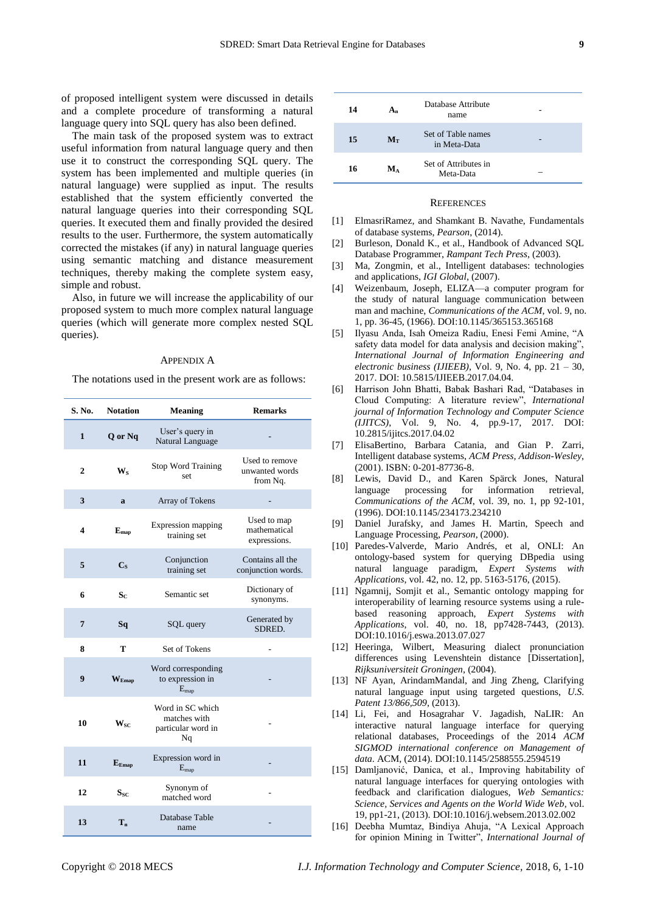of proposed intelligent system were discussed in details and a complete procedure of transforming a natural language query into SQL query has also been defined.

The main task of the proposed system was to extract useful information from natural language query and then use it to construct the corresponding SQL query. The system has been implemented and multiple queries (in natural language) were supplied as input. The results established that the system efficiently converted the natural language queries into their corresponding SQL queries. It executed them and finally provided the desired results to the user. Furthermore, the system automatically corrected the mistakes (if any) in natural language queries using semantic matching and distance measurement techniques, thereby making the complete system easy, simple and robust.

Also, in future we will increase the applicability of our proposed system to much more complex natural language queries (which will generate more complex nested SQL queries).

## APPENDIX A

The notations used in the present work are as follows:

| S. No. | Notation | Meaning | Remarks |
|---|---|---|---|
| 1 | **Q or Nq** | User's query in Natural Language | - |
| 2 | $W_S$ | Stop Word Training set | Used to remove unwanted words from Nq. |
| 3 | **a** | Array of Tokens | - |
| 4 | $E_{map}$ | Expression mapping training set | Used to map mathematical expressions. |
| 5 | $C_S$ | Conjunction training set | Contains all the conjunction words. |
| 6 | $S_C$ | Semantic set | Dictionary of synonyms. |
| 7 | **Sq** | SQL query | Generated by SDRED. |
| 8 | **T** | Set of Tokens | - |
| 9 | $W_{Emap}$ | Word corresponding to expression in $E_{map}$ | - |
| 10 | $W_{SC}$ | Word in SC which matches with particular word in Nq | - |
| 11 | $E_{Emap}$ | Expression word in $E_{map}$ | - |
| 12 | $S_{SC}$ | Synonym of matched word | - |
| 13 | $T_n$ | Database Table name | - |
| 14 | $A_n$ | Database Attribute name | - |
| 15 | $M_T$ | Set of Table names in Meta-Data | - |
| 16 | $M_A$ | Set of Attributes in Meta-Data | – |

## REFERENCES

[1] ElmasriRamez, and Shamkant B. Navathe, Fundamentals of database systems, *Pearson*, (2014).

[2] Burleson, Donald K., et al., Handbook of Advanced SQL Database Programmer, *Rampant Tech Press*, (2003).

[3] Ma, Zongmin, et al., Intelligent databases: technologies and applications, *IGI Global*, (2007).

[4] Weizenbaum, Joseph, ELIZA—a computer program for the study of natural language communication between man and machine, *Communications of the ACM*, vol. 9, no. 1, pp. 36-45, (1966). DOI:10.1145/365153.365168

[5] Ilyasu Anda, Isah Omeiza Radiu, Enesi Femi Amine, "A safety data model for data analysis and decision making", *International Journal of Information Engineering and electronic business (IJIEEB)*, Vol. 9, No. 4, pp. 21 – 30, 2017. DOI: 10.5815/IJIEEB.2017.04.04.

[6] Harrison John Bhatti, Babak Bashari Rad, "Databases in Cloud Computing: A literature review", *International journal of Information Technology and Computer Science (IJITCS)*, Vol. 9, No. 4, pp.9-17, 2017. DOI: 10.2815/ijitcs.2017.04.02

[7] ElisaBertino, Barbara Catania, and Gian P. Zarri, Intelligent database systems, *ACM Press, Addison-Wesley*, (2001). ISBN: 0-201-87736-8.

[8] Lewis, David D., and Karen Spärck Jones, Natural language processing for information retrieval, *Communications of the ACM*, vol. 39, no. 1, pp 92-101, (1996). DOI:10.1145/234173.234210

[9] Daniel Jurafsky, and James H. Martin, Speech and Language Processing, *Pearson*, (2000).

[10] Paredes-Valverde, Mario Andrés, et al, ONLI: An ontology-based system for querying DBpedia using natural language paradigm, *Expert Systems with Applications*, vol. 42, no. 12, pp. 5163-5176, (2015).

[11] Ngamnij, Somjit et al., Semantic ontology mapping for interoperability of learning resource systems using a rule-based reasoning approach, *Expert Systems with Applications*, vol. 40, no. 18, pp7428-7443, (2013). DOI:10.1016/j.eswa.2013.07.027

[12] Heeringa, Wilbert, Measuring dialect pronunciation differences using Levenshtein distance [Dissertation], *Rijksuniversiteit Groningen*, (2004).

[13] NF Ayan, ArindamMandal, and Jing Zheng, Clarifying natural language input using targeted questions, *U.S. Patent 13/866,509*, (2013).

[14] Li, Fei, and Hosagrahar V. Jagadish, NaLIR: An interactive natural language interface for querying relational databases, Proceedings of the 2014 *ACM SIGMOD international conference on Management of data*. ACM, (2014). DOI:10.1145/2588555.2594519

[15] Damljanović, Danica, et al., Improving habitability of natural language interfaces for querying ontologies with feedback and clarification dialogues, *Web Semantics: Science, Services and Agents on the World Wide Web*, vol. 19, pp1-21, (2013). DOI:10.1016/j.websem.2013.02.002

[16] Deebha Mumtaz, Bindiya Ahuja, "A Lexical Approach for opinion Mining in Twitter", *International Journal of*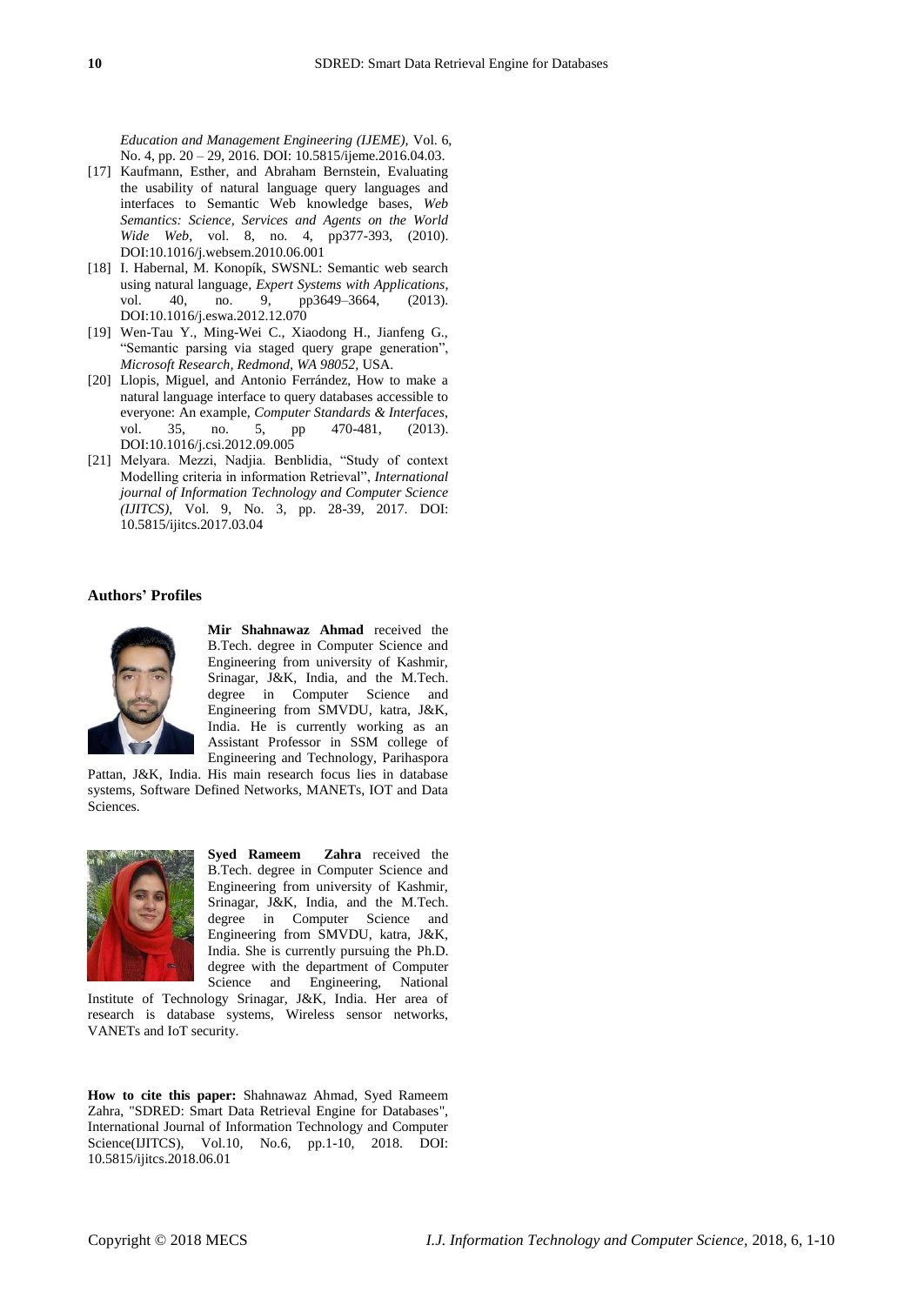*Education and Management Engineering (IJEME)*, Vol. 6, No. 4, pp. 20 – 29, 2016. DOI: 10.5815/ijeme.2016.04.03.

[17] Kaufmann, Esther, and Abraham Bernstein, Evaluating the usability of natural language query languages and interfaces to Semantic Web knowledge bases, *Web Semantics: Science, Services and Agents on the World Wide Web*, vol. 8, no. 4, pp377-393, (2010). DOI:10.1016/j.websem.2010.06.001

[18] I. Habernal, M. Konopík, SWSNL: Semantic web search using natural language, *Expert Systems with Applications*, vol. 40, no. 9, pp3649–3664, (2013). DOI:10.1016/j.eswa.2012.12.070

[19] Wen-Tau Y., Ming-Wei C., Xiaodong H., Jianfeng G., "Semantic parsing via staged query grape generation", *Microsoft Research, Redmond, WA 98052*, USA.

[20] Llopis, Miguel, and Antonio Ferrández, How to make a natural language interface to query databases accessible to everyone: An example, *Computer Standards & Interfaces*, vol. 35, no. 5, pp 470-481, (2013). DOI:10.1016/j.csi.2012.09.005

[21] Melyara. Mezzi, Nadjia. Benblidia, "Study of context Modelling criteria in information Retrieval", *International journal of Information Technology and Computer Science (IJITCS)*, Vol. 9, No. 3, pp. 28-39, 2017. DOI: 10.5815/ijitcs.2017.03.04

## Authors' Profiles

**Mir Shahnawaz Ahmad** received the B.Tech. degree in Computer Science and Engineering from university of Kashmir, Srinagar, J&K, India, and the M.Tech. degree in Computer Science and Engineering from SMVDU, katra, J&K, India. He is currently working as an Assistant Professor in SSM college of Engineering and Technology, Parihaspora Pattan, J&K, India. His main research focus lies in database systems, Software Defined Networks, MANETs, IOT and Data Sciences.

**Syed Rameem Zahra** received the B.Tech. degree in Computer Science and Engineering from university of Kashmir, Srinagar, J&K, India, and the M.Tech. degree in Computer Science and Engineering from SMVDU, katra, J&K, India. She is currently pursuing the Ph.D. degree with the department of Computer Science and Engineering, National Institute of Technology Srinagar, J&K, India. Her area of research is database systems, Wireless sensor networks, VANETs and IoT security.

**How to cite this paper:** Shahnawaz Ahmad, Syed Rameem Zahra, "SDRED: Smart Data Retrieval Engine for Databases", International Journal of Information Technology and Computer Science(IJITCS), Vol.10, No.6, pp.1-10, 2018. DOI: 10.5815/ijitcs.2018.06.01